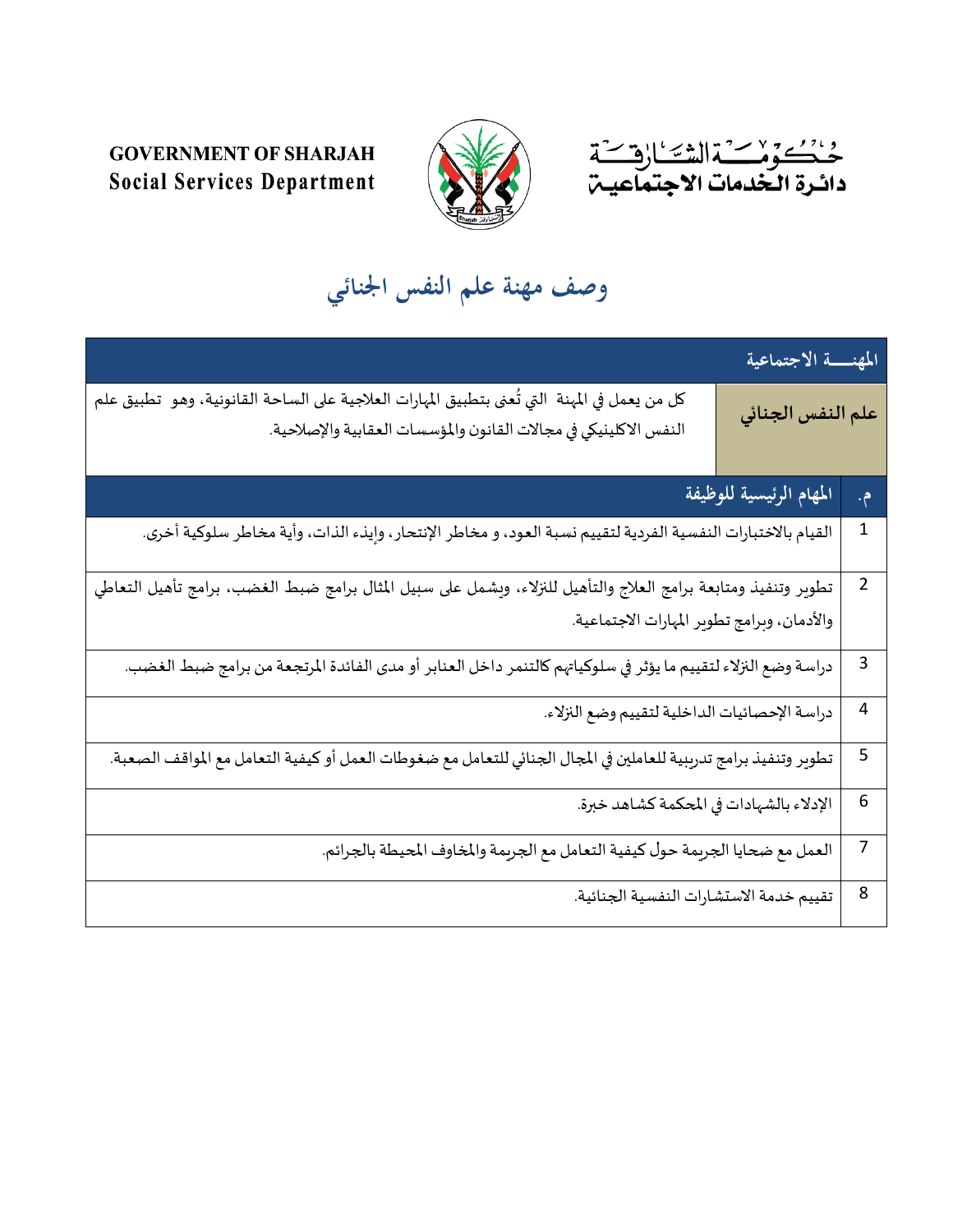GOVERNMENT OF SHARJAH
Social Services Department

حكومة الشارقة
دائرة الخدمات الاجتماعية

# وصف مهنة علم النفس الجنائي

| المهنـــة الاجتماعية | |
|---|---|
| **علم النفس الجنائي** | كل من يعمل في المهنة التي تُعنى بتطبيق المهارات العلاجية على الساحة القانونية، وهو تطبيق علم النفس الاكلينيكي في مجالات القانون والمؤسسات العقابية والإصلاحية. |

| م. | المهام الرئيسية للوظيفة |
|---|---|
| 1 | القيام بالاختبارات النفسية الفردية لتقييم نسبة العود، و مخاطر الإنتحار، وإيذء الذات، وأية مخاطر سلوكية أخرى. |
| 2 | تطوير وتنفيذ ومتابعة برامج العلاج والتأهيل للنزلاء، ويشمل على سبيل المثال برامج ضبط الغضب، برامج تأهيل التعاطي والأدمان، وبرامج تطوير المهارات الاجتماعية. |
| 3 | دراسة وضع النزلاء لتقييم ما يؤثر في سلوكياتهم كالتنمر داخل العنابر أو مدى الفائدة المرتجعة من برامج ضبط الغضب. |
| 4 | دراسة الإحصائيات الداخلية لتقييم وضع النزلاء. |
| 5 | تطوير وتنفيذ برامج تدريبية للعاملين في المجال الجنائي للتعامل مع ضغوطات العمل أو كيفية التعامل مع المواقف الصعبة. |
| 6 | الإدلاء بالشهادات في المحكمة كشاهد خبرة. |
| 7 | العمل مع ضحايا الجريمة حول كيفية التعامل مع الجريمة والمخاوف المحيطة بالجرائم. |
| 8 | تقييم خدمة الاستشارات النفسية الجنائية. |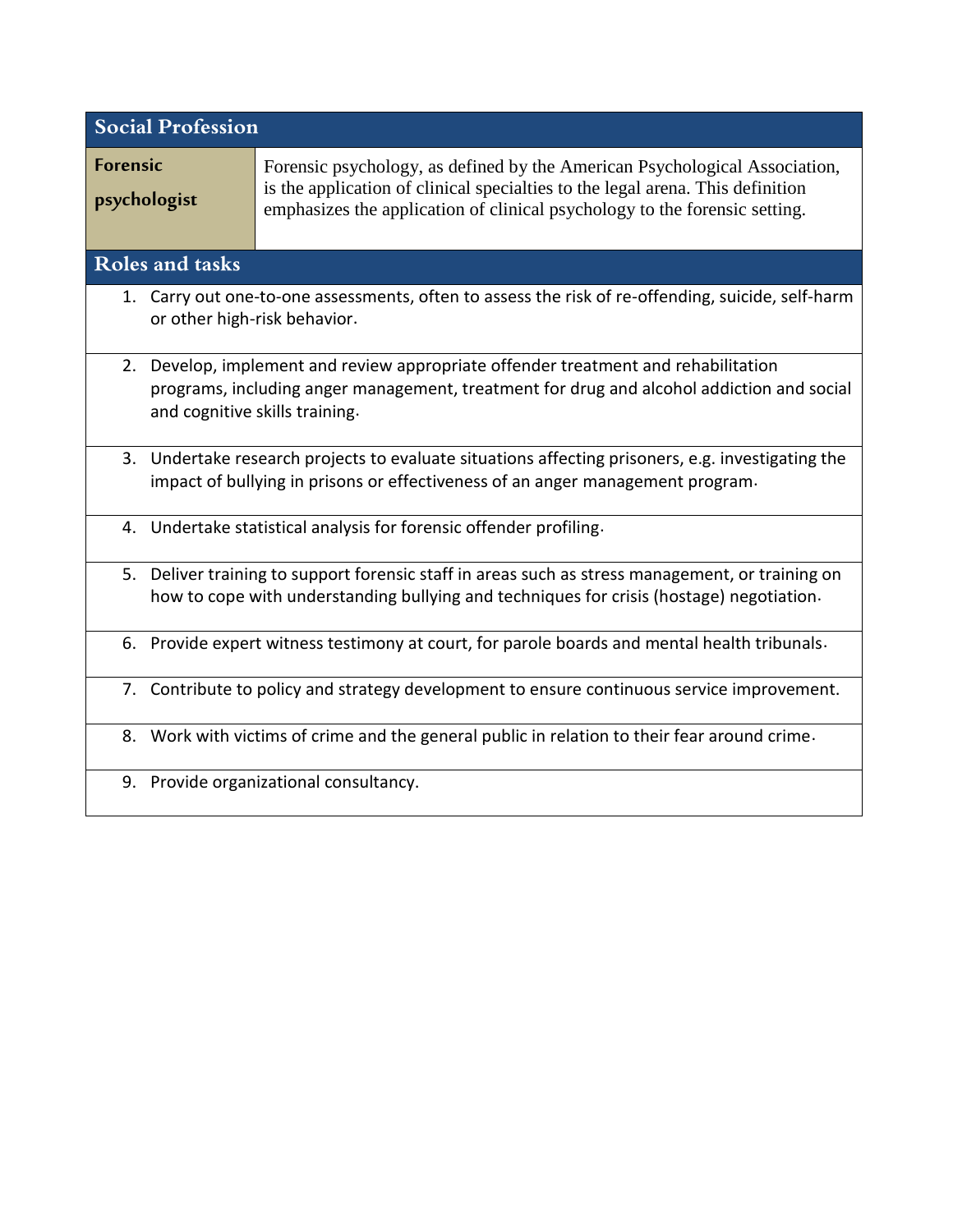| Social Profession | |
|---|---|
| **Forensic psychologist** | Forensic psychology, as defined by the American Psychological Association, is the application of clinical specialties to the legal arena. This definition emphasizes the application of clinical psychology to the forensic setting. |

## Roles and tasks

1. Carry out one-to-one assessments, often to assess the risk of re-offending, suicide, self-harm or other high-risk behavior.
2. Develop, implement and review appropriate offender treatment and rehabilitation programs, including anger management, treatment for drug and alcohol addiction and social and cognitive skills training.
3. Undertake research projects to evaluate situations affecting prisoners, e.g. investigating the impact of bullying in prisons or effectiveness of an anger management program.
4. Undertake statistical analysis for forensic offender profiling.
5. Deliver training to support forensic staff in areas such as stress management, or training on how to cope with understanding bullying and techniques for crisis (hostage) negotiation.
6. Provide expert witness testimony at court, for parole boards and mental health tribunals.
7. Contribute to policy and strategy development to ensure continuous service improvement.
8. Work with victims of crime and the general public in relation to their fear around crime.
9. Provide organizational consultancy.